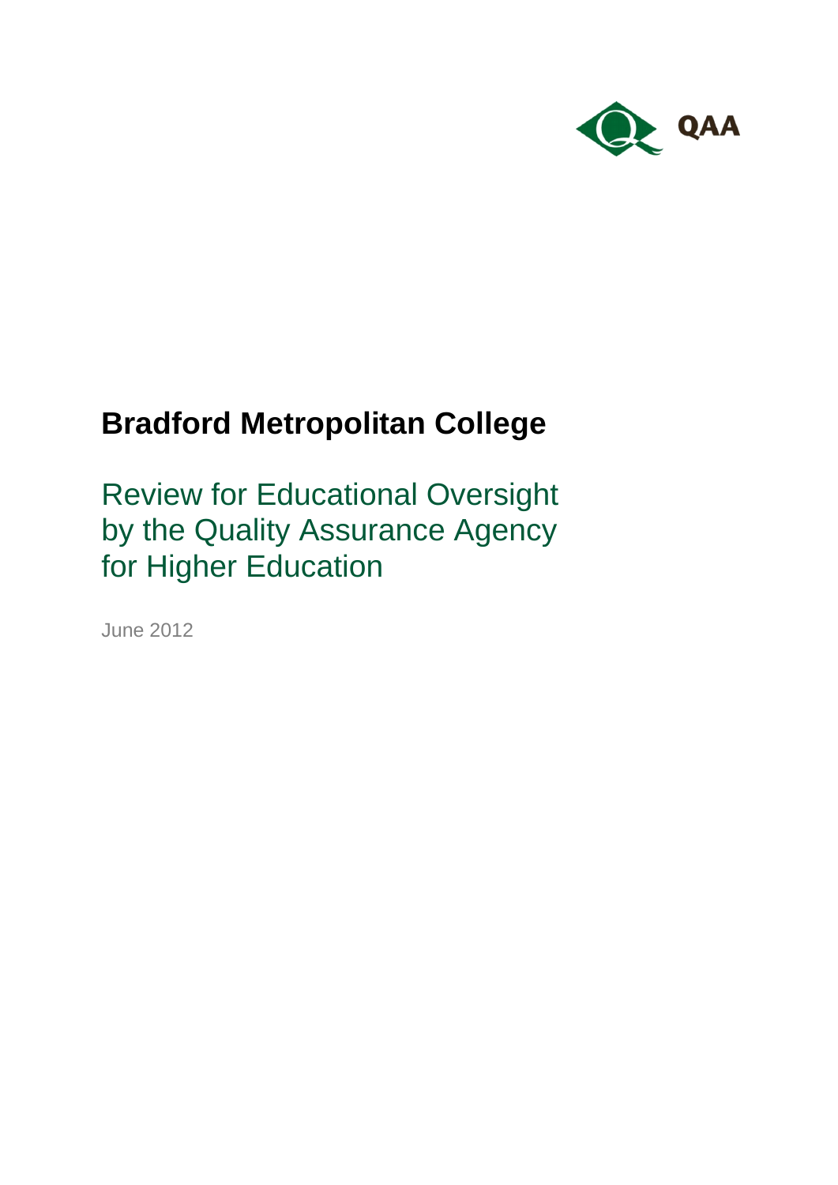QAA

# Bradford Metropolitan College

## Review for Educational Oversight by the Quality Assurance Agency for Higher Education

June 2012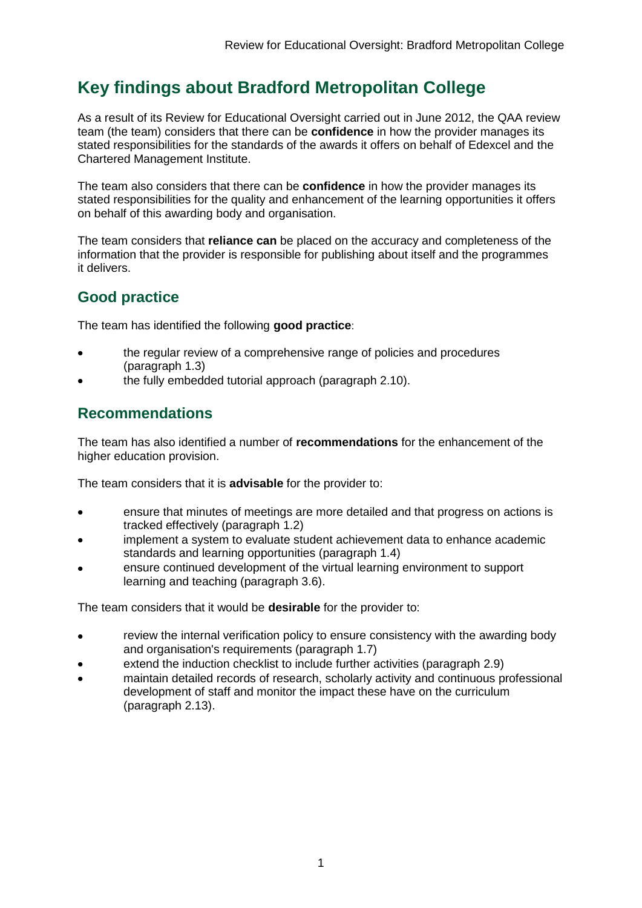# Key findings about Bradford Metropolitan College

As a result of its Review for Educational Oversight carried out in June 2012, the QAA review team (the team) considers that there can be **confidence** in how the provider manages its stated responsibilities for the standards of the awards it offers on behalf of Edexcel and the Chartered Management Institute.

The team also considers that there can be **confidence** in how the provider manages its stated responsibilities for the quality and enhancement of the learning opportunities it offers on behalf of this awarding body and organisation.

The team considers that **reliance can** be placed on the accuracy and completeness of the information that the provider is responsible for publishing about itself and the programmes it delivers.

## Good practice

The team has identified the following **good practice**:

- the regular review of a comprehensive range of policies and procedures (paragraph 1.3)
- the fully embedded tutorial approach (paragraph 2.10).

## Recommendations

The team has also identified a number of **recommendations** for the enhancement of the higher education provision.

The team considers that it is **advisable** for the provider to:

- ensure that minutes of meetings are more detailed and that progress on actions is tracked effectively (paragraph 1.2)
- implement a system to evaluate student achievement data to enhance academic standards and learning opportunities (paragraph 1.4)
- ensure continued development of the virtual learning environment to support learning and teaching (paragraph 3.6).

The team considers that it would be **desirable** for the provider to:

- review the internal verification policy to ensure consistency with the awarding body and organisation's requirements (paragraph 1.7)
- extend the induction checklist to include further activities (paragraph 2.9)
- maintain detailed records of research, scholarly activity and continuous professional development of staff and monitor the impact these have on the curriculum (paragraph 2.13).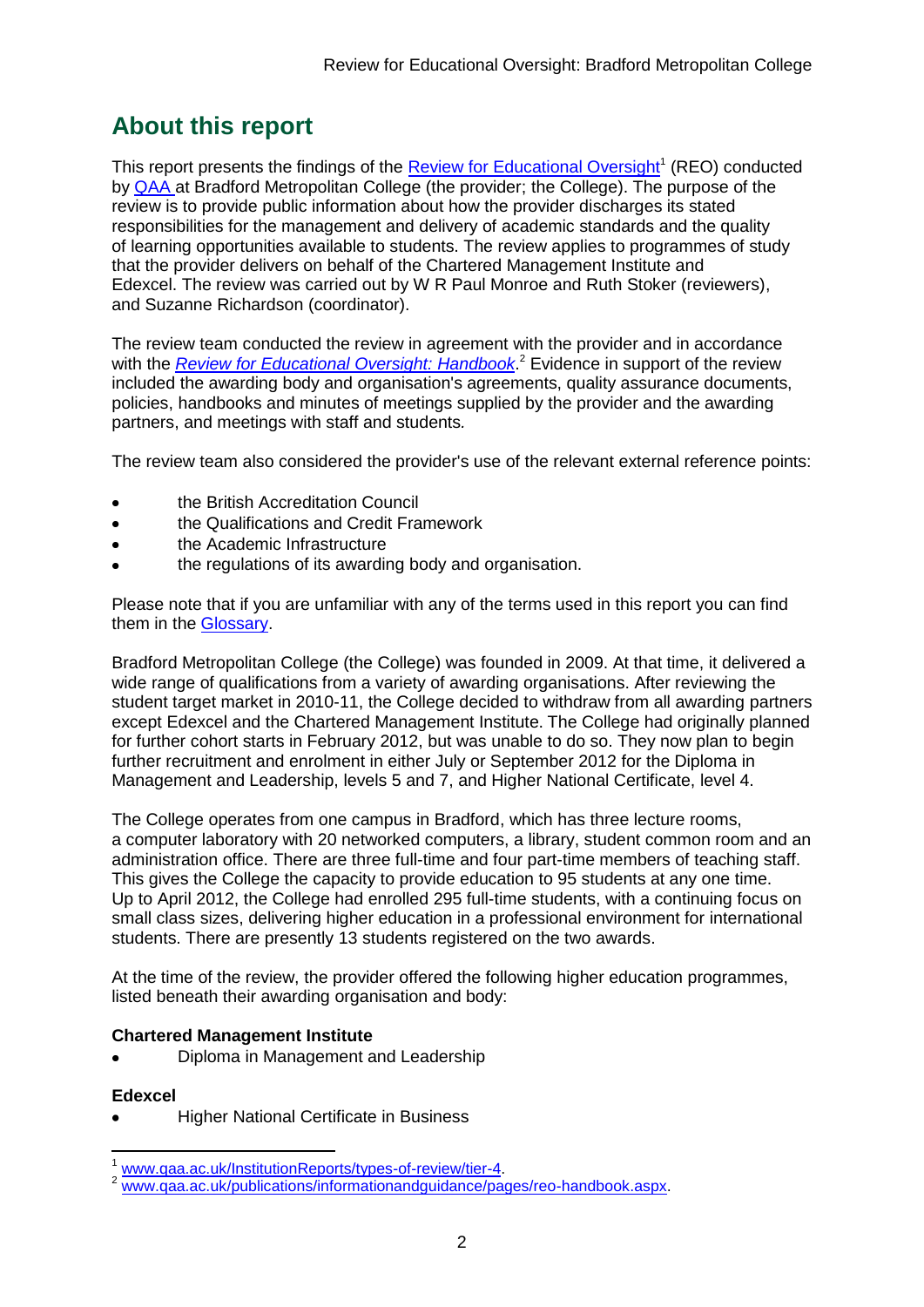## About this report

This report presents the findings of the Review for Educational Oversight[1] (REO) conducted by QAA at Bradford Metropolitan College (the provider; the College). The purpose of the review is to provide public information about how the provider discharges its stated responsibilities for the management and delivery of academic standards and the quality of learning opportunities available to students. The review applies to programmes of study that the provider delivers on behalf of the Chartered Management Institute and Edexcel. The review was carried out by W R Paul Monroe and Ruth Stoker (reviewers), and Suzanne Richardson (coordinator).

The review team conducted the review in agreement with the provider and in accordance with the *Review for Educational Oversight: Handbook*.[2] Evidence in support of the review included the awarding body and organisation's agreements, quality assurance documents, policies, handbooks and minutes of meetings supplied by the provider and the awarding partners, and meetings with staff and students.

The review team also considered the provider's use of the relevant external reference points:

- the British Accreditation Council
- the Qualifications and Credit Framework
- the Academic Infrastructure
- the regulations of its awarding body and organisation.

Please note that if you are unfamiliar with any of the terms used in this report you can find them in the Glossary.

Bradford Metropolitan College (the College) was founded in 2009. At that time, it delivered a wide range of qualifications from a variety of awarding organisations. After reviewing the student target market in 2010-11, the College decided to withdraw from all awarding partners except Edexcel and the Chartered Management Institute. The College had originally planned for further cohort starts in February 2012, but was unable to do so. They now plan to begin further recruitment and enrolment in either July or September 2012 for the Diploma in Management and Leadership, levels 5 and 7, and Higher National Certificate, level 4.

The College operates from one campus in Bradford, which has three lecture rooms, a computer laboratory with 20 networked computers, a library, student common room and an administration office. There are three full-time and four part-time members of teaching staff. This gives the College the capacity to provide education to 95 students at any one time. Up to April 2012, the College had enrolled 295 full-time students, with a continuing focus on small class sizes, delivering higher education in a professional environment for international students. There are presently 13 students registered on the two awards.

At the time of the review, the provider offered the following higher education programmes, listed beneath their awarding organisation and body:

**Chartered Management Institute**

- Diploma in Management and Leadership

**Edexcel**

- Higher National Certificate in Business

[1] www.qaa.ac.uk/InstitutionReports/types-of-review/tier-4.
[2] www.qaa.ac.uk/publications/informationandguidance/pages/reo-handbook.aspx.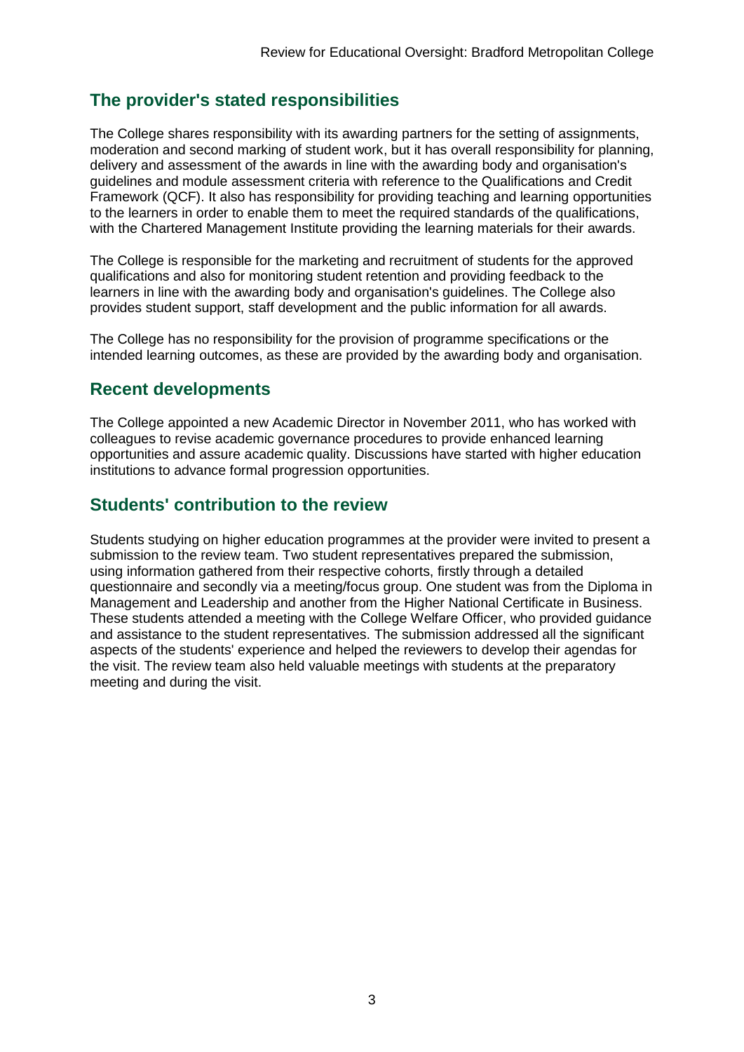## The provider's stated responsibilities

The College shares responsibility with its awarding partners for the setting of assignments, moderation and second marking of student work, but it has overall responsibility for planning, delivery and assessment of the awards in line with the awarding body and organisation's guidelines and module assessment criteria with reference to the Qualifications and Credit Framework (QCF). It also has responsibility for providing teaching and learning opportunities to the learners in order to enable them to meet the required standards of the qualifications, with the Chartered Management Institute providing the learning materials for their awards.

The College is responsible for the marketing and recruitment of students for the approved qualifications and also for monitoring student retention and providing feedback to the learners in line with the awarding body and organisation's guidelines. The College also provides student support, staff development and the public information for all awards.

The College has no responsibility for the provision of programme specifications or the intended learning outcomes, as these are provided by the awarding body and organisation.

## Recent developments

The College appointed a new Academic Director in November 2011, who has worked with colleagues to revise academic governance procedures to provide enhanced learning opportunities and assure academic quality. Discussions have started with higher education institutions to advance formal progression opportunities.

## Students' contribution to the review

Students studying on higher education programmes at the provider were invited to present a submission to the review team. Two student representatives prepared the submission, using information gathered from their respective cohorts, firstly through a detailed questionnaire and secondly via a meeting/focus group. One student was from the Diploma in Management and Leadership and another from the Higher National Certificate in Business. These students attended a meeting with the College Welfare Officer, who provided guidance and assistance to the student representatives. The submission addressed all the significant aspects of the students' experience and helped the reviewers to develop their agendas for the visit. The review team also held valuable meetings with students at the preparatory meeting and during the visit.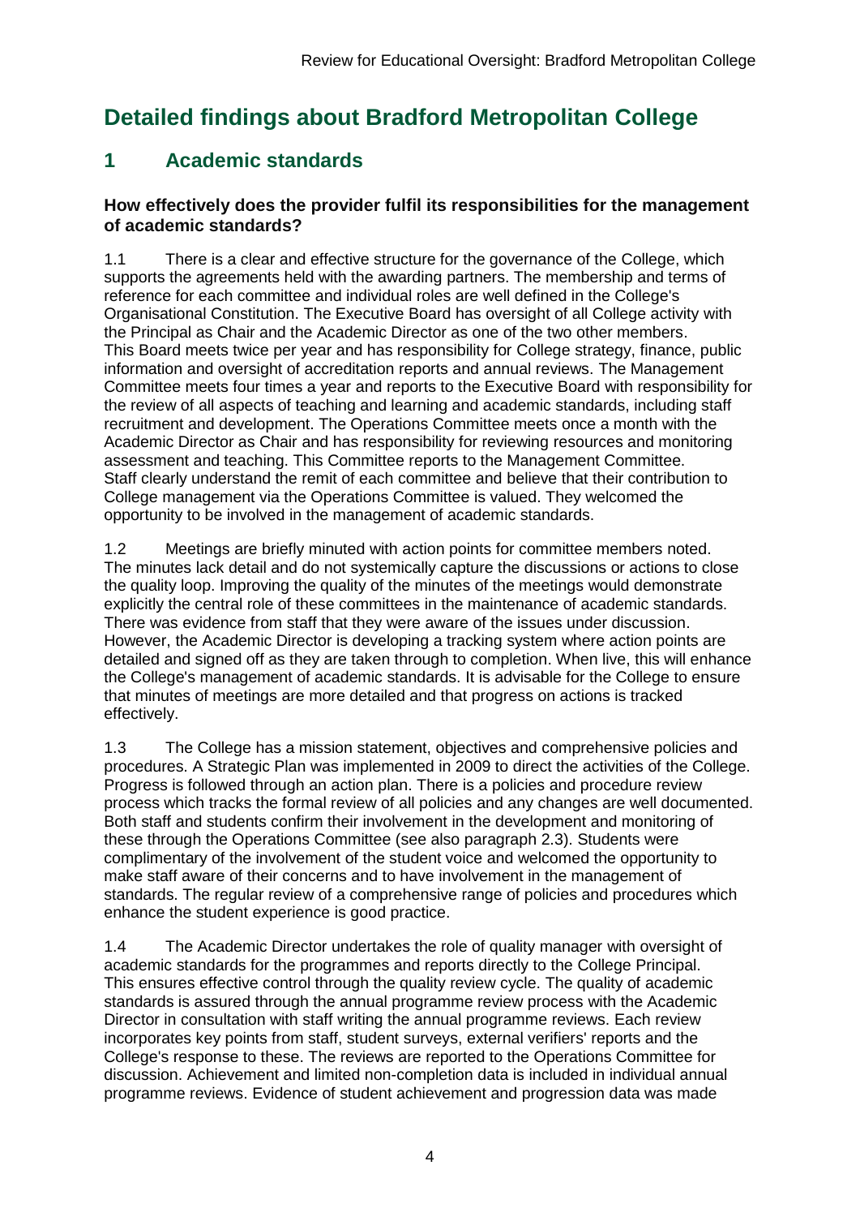# Detailed findings about Bradford Metropolitan College

## 1 Academic standards

### How effectively does the provider fulfil its responsibilities for the management of academic standards?

1.1 There is a clear and effective structure for the governance of the College, which supports the agreements held with the awarding partners. The membership and terms of reference for each committee and individual roles are well defined in the College's Organisational Constitution. The Executive Board has oversight of all College activity with the Principal as Chair and the Academic Director as one of the two other members. This Board meets twice per year and has responsibility for College strategy, finance, public information and oversight of accreditation reports and annual reviews. The Management Committee meets four times a year and reports to the Executive Board with responsibility for the review of all aspects of teaching and learning and academic standards, including staff recruitment and development. The Operations Committee meets once a month with the Academic Director as Chair and has responsibility for reviewing resources and monitoring assessment and teaching. This Committee reports to the Management Committee. Staff clearly understand the remit of each committee and believe that their contribution to College management via the Operations Committee is valued. They welcomed the opportunity to be involved in the management of academic standards.

1.2 Meetings are briefly minuted with action points for committee members noted. The minutes lack detail and do not systemically capture the discussions or actions to close the quality loop. Improving the quality of the minutes of the meetings would demonstrate explicitly the central role of these committees in the maintenance of academic standards. There was evidence from staff that they were aware of the issues under discussion. However, the Academic Director is developing a tracking system where action points are detailed and signed off as they are taken through to completion. When live, this will enhance the College's management of academic standards. It is advisable for the College to ensure that minutes of meetings are more detailed and that progress on actions is tracked effectively.

1.3 The College has a mission statement, objectives and comprehensive policies and procedures. A Strategic Plan was implemented in 2009 to direct the activities of the College. Progress is followed through an action plan. There is a policies and procedure review process which tracks the formal review of all policies and any changes are well documented. Both staff and students confirm their involvement in the development and monitoring of these through the Operations Committee (see also paragraph 2.3). Students were complimentary of the involvement of the student voice and welcomed the opportunity to make staff aware of their concerns and to have involvement in the management of standards. The regular review of a comprehensive range of policies and procedures which enhance the student experience is good practice.

1.4 The Academic Director undertakes the role of quality manager with oversight of academic standards for the programmes and reports directly to the College Principal. This ensures effective control through the quality review cycle. The quality of academic standards is assured through the annual programme review process with the Academic Director in consultation with staff writing the annual programme reviews. Each review incorporates key points from staff, student surveys, external verifiers' reports and the College's response to these. The reviews are reported to the Operations Committee for discussion. Achievement and limited non-completion data is included in individual annual programme reviews. Evidence of student achievement and progression data was made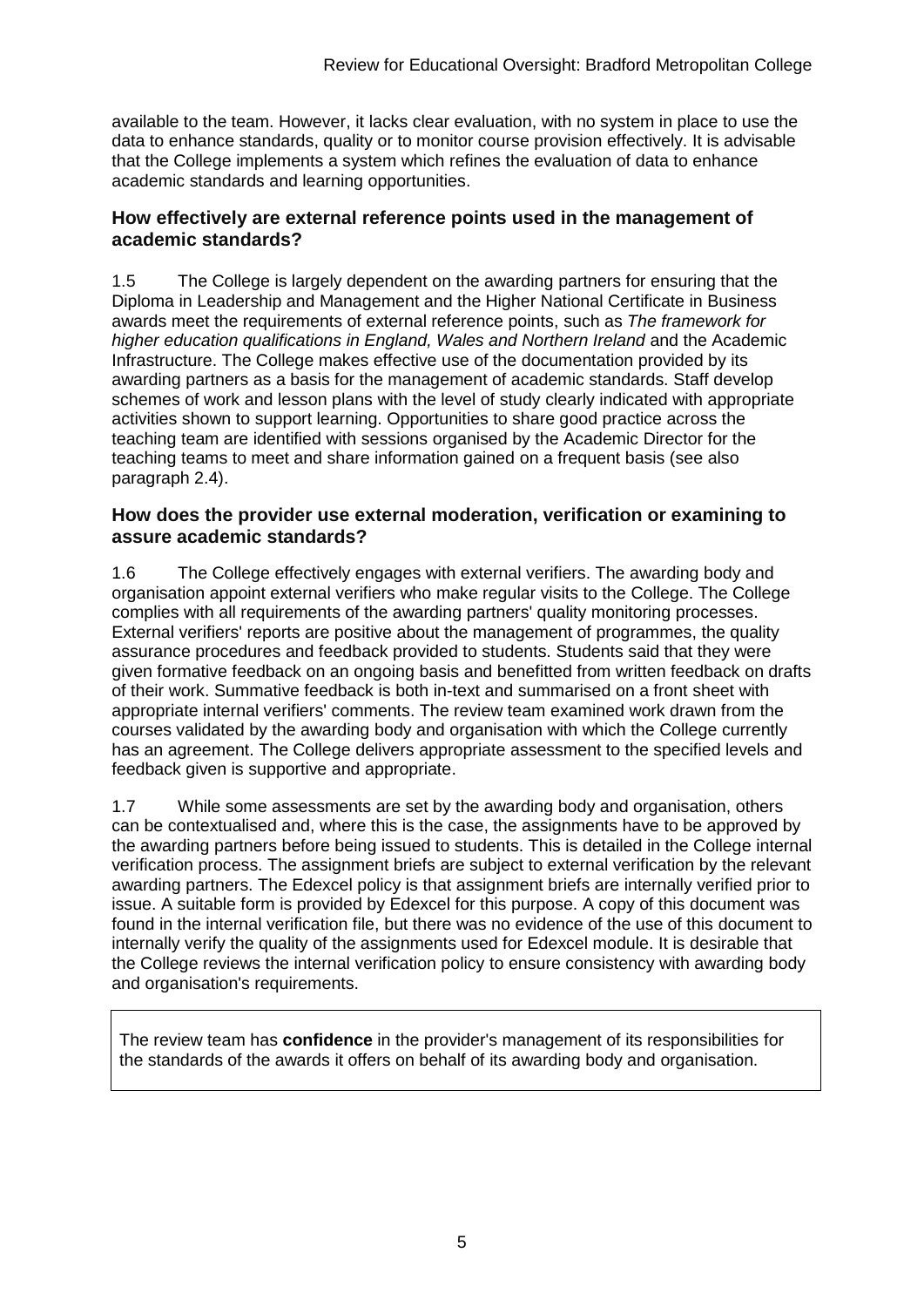available to the team. However, it lacks clear evaluation, with no system in place to use the data to enhance standards, quality or to monitor course provision effectively. It is advisable that the College implements a system which refines the evaluation of data to enhance academic standards and learning opportunities.

### How effectively are external reference points used in the management of academic standards?

1.5 The College is largely dependent on the awarding partners for ensuring that the Diploma in Leadership and Management and the Higher National Certificate in Business awards meet the requirements of external reference points, such as *The framework for higher education qualifications in England, Wales and Northern Ireland* and the Academic Infrastructure. The College makes effective use of the documentation provided by its awarding partners as a basis for the management of academic standards. Staff develop schemes of work and lesson plans with the level of study clearly indicated with appropriate activities shown to support learning. Opportunities to share good practice across the teaching team are identified with sessions organised by the Academic Director for the teaching teams to meet and share information gained on a frequent basis (see also paragraph 2.4).

### How does the provider use external moderation, verification or examining to assure academic standards?

1.6 The College effectively engages with external verifiers. The awarding body and organisation appoint external verifiers who make regular visits to the College. The College complies with all requirements of the awarding partners' quality monitoring processes. External verifiers' reports are positive about the management of programmes, the quality assurance procedures and feedback provided to students. Students said that they were given formative feedback on an ongoing basis and benefitted from written feedback on drafts of their work. Summative feedback is both in-text and summarised on a front sheet with appropriate internal verifiers' comments. The review team examined work drawn from the courses validated by the awarding body and organisation with which the College currently has an agreement. The College delivers appropriate assessment to the specified levels and feedback given is supportive and appropriate.

1.7 While some assessments are set by the awarding body and organisation, others can be contextualised and, where this is the case, the assignments have to be approved by the awarding partners before being issued to students. This is detailed in the College internal verification process. The assignment briefs are subject to external verification by the relevant awarding partners. The Edexcel policy is that assignment briefs are internally verified prior to issue. A suitable form is provided by Edexcel for this purpose. A copy of this document was found in the internal verification file, but there was no evidence of the use of this document to internally verify the quality of the assignments used for Edexcel module. It is desirable that the College reviews the internal verification policy to ensure consistency with awarding body and organisation's requirements.

The review team has **confidence** in the provider's management of its responsibilities for the standards of the awards it offers on behalf of its awarding body and organisation.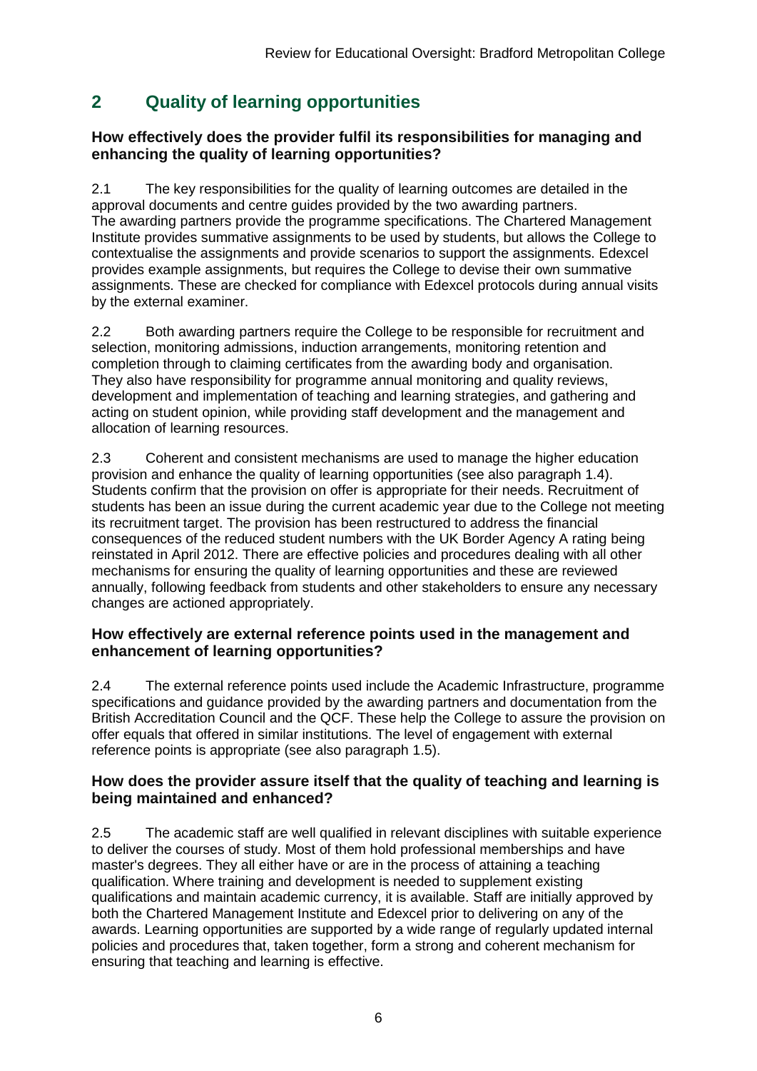## 2 Quality of learning opportunities

### How effectively does the provider fulfil its responsibilities for managing and enhancing the quality of learning opportunities?

2.1 The key responsibilities for the quality of learning outcomes are detailed in the approval documents and centre guides provided by the two awarding partners. The awarding partners provide the programme specifications. The Chartered Management Institute provides summative assignments to be used by students, but allows the College to contextualise the assignments and provide scenarios to support the assignments. Edexcel provides example assignments, but requires the College to devise their own summative assignments. These are checked for compliance with Edexcel protocols during annual visits by the external examiner.

2.2 Both awarding partners require the College to be responsible for recruitment and selection, monitoring admissions, induction arrangements, monitoring retention and completion through to claiming certificates from the awarding body and organisation. They also have responsibility for programme annual monitoring and quality reviews, development and implementation of teaching and learning strategies, and gathering and acting on student opinion, while providing staff development and the management and allocation of learning resources.

2.3 Coherent and consistent mechanisms are used to manage the higher education provision and enhance the quality of learning opportunities (see also paragraph 1.4). Students confirm that the provision on offer is appropriate for their needs. Recruitment of students has been an issue during the current academic year due to the College not meeting its recruitment target. The provision has been restructured to address the financial consequences of the reduced student numbers with the UK Border Agency A rating being reinstated in April 2012. There are effective policies and procedures dealing with all other mechanisms for ensuring the quality of learning opportunities and these are reviewed annually, following feedback from students and other stakeholders to ensure any necessary changes are actioned appropriately.

### How effectively are external reference points used in the management and enhancement of learning opportunities?

2.4 The external reference points used include the Academic Infrastructure, programme specifications and guidance provided by the awarding partners and documentation from the British Accreditation Council and the QCF. These help the College to assure the provision on offer equals that offered in similar institutions. The level of engagement with external reference points is appropriate (see also paragraph 1.5).

### How does the provider assure itself that the quality of teaching and learning is being maintained and enhanced?

2.5 The academic staff are well qualified in relevant disciplines with suitable experience to deliver the courses of study. Most of them hold professional memberships and have master's degrees. They all either have or are in the process of attaining a teaching qualification. Where training and development is needed to supplement existing qualifications and maintain academic currency, it is available. Staff are initially approved by both the Chartered Management Institute and Edexcel prior to delivering on any of the awards. Learning opportunities are supported by a wide range of regularly updated internal policies and procedures that, taken together, form a strong and coherent mechanism for ensuring that teaching and learning is effective.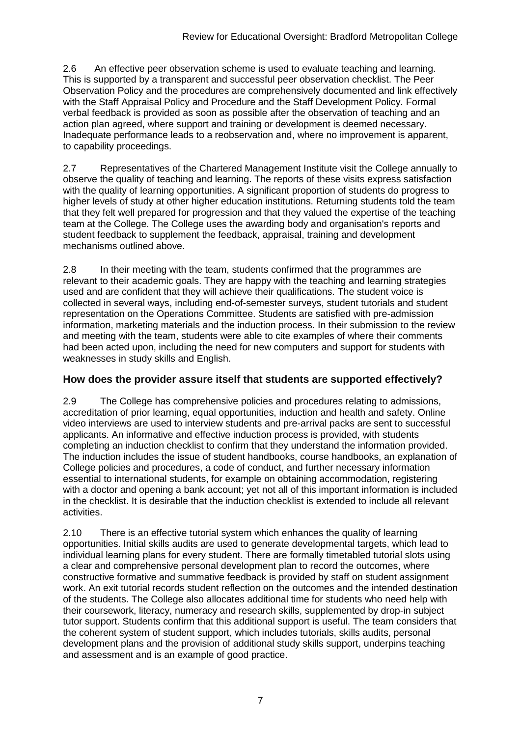2.6 An effective peer observation scheme is used to evaluate teaching and learning. This is supported by a transparent and successful peer observation checklist. The Peer Observation Policy and the procedures are comprehensively documented and link effectively with the Staff Appraisal Policy and Procedure and the Staff Development Policy. Formal verbal feedback is provided as soon as possible after the observation of teaching and an action plan agreed, where support and training or development is deemed necessary. Inadequate performance leads to a reobservation and, where no improvement is apparent, to capability proceedings.

2.7 Representatives of the Chartered Management Institute visit the College annually to observe the quality of teaching and learning. The reports of these visits express satisfaction with the quality of learning opportunities. A significant proportion of students do progress to higher levels of study at other higher education institutions. Returning students told the team that they felt well prepared for progression and that they valued the expertise of the teaching team at the College. The College uses the awarding body and organisation's reports and student feedback to supplement the feedback, appraisal, training and development mechanisms outlined above.

2.8 In their meeting with the team, students confirmed that the programmes are relevant to their academic goals. They are happy with the teaching and learning strategies used and are confident that they will achieve their qualifications. The student voice is collected in several ways, including end-of-semester surveys, student tutorials and student representation on the Operations Committee. Students are satisfied with pre-admission information, marketing materials and the induction process. In their submission to the review and meeting with the team, students were able to cite examples of where their comments had been acted upon, including the need for new computers and support for students with weaknesses in study skills and English.

### How does the provider assure itself that students are supported effectively?

2.9 The College has comprehensive policies and procedures relating to admissions, accreditation of prior learning, equal opportunities, induction and health and safety. Online video interviews are used to interview students and pre-arrival packs are sent to successful applicants. An informative and effective induction process is provided, with students completing an induction checklist to confirm that they understand the information provided. The induction includes the issue of student handbooks, course handbooks, an explanation of College policies and procedures, a code of conduct, and further necessary information essential to international students, for example on obtaining accommodation, registering with a doctor and opening a bank account; yet not all of this important information is included in the checklist. It is desirable that the induction checklist is extended to include all relevant activities.

2.10 There is an effective tutorial system which enhances the quality of learning opportunities. Initial skills audits are used to generate developmental targets, which lead to individual learning plans for every student. There are formally timetabled tutorial slots using a clear and comprehensive personal development plan to record the outcomes, where constructive formative and summative feedback is provided by staff on student assignment work. An exit tutorial records student reflection on the outcomes and the intended destination of the students. The College also allocates additional time for students who need help with their coursework, literacy, numeracy and research skills, supplemented by drop-in subject tutor support. Students confirm that this additional support is useful. The team considers that the coherent system of student support, which includes tutorials, skills audits, personal development plans and the provision of additional study skills support, underpins teaching and assessment and is an example of good practice.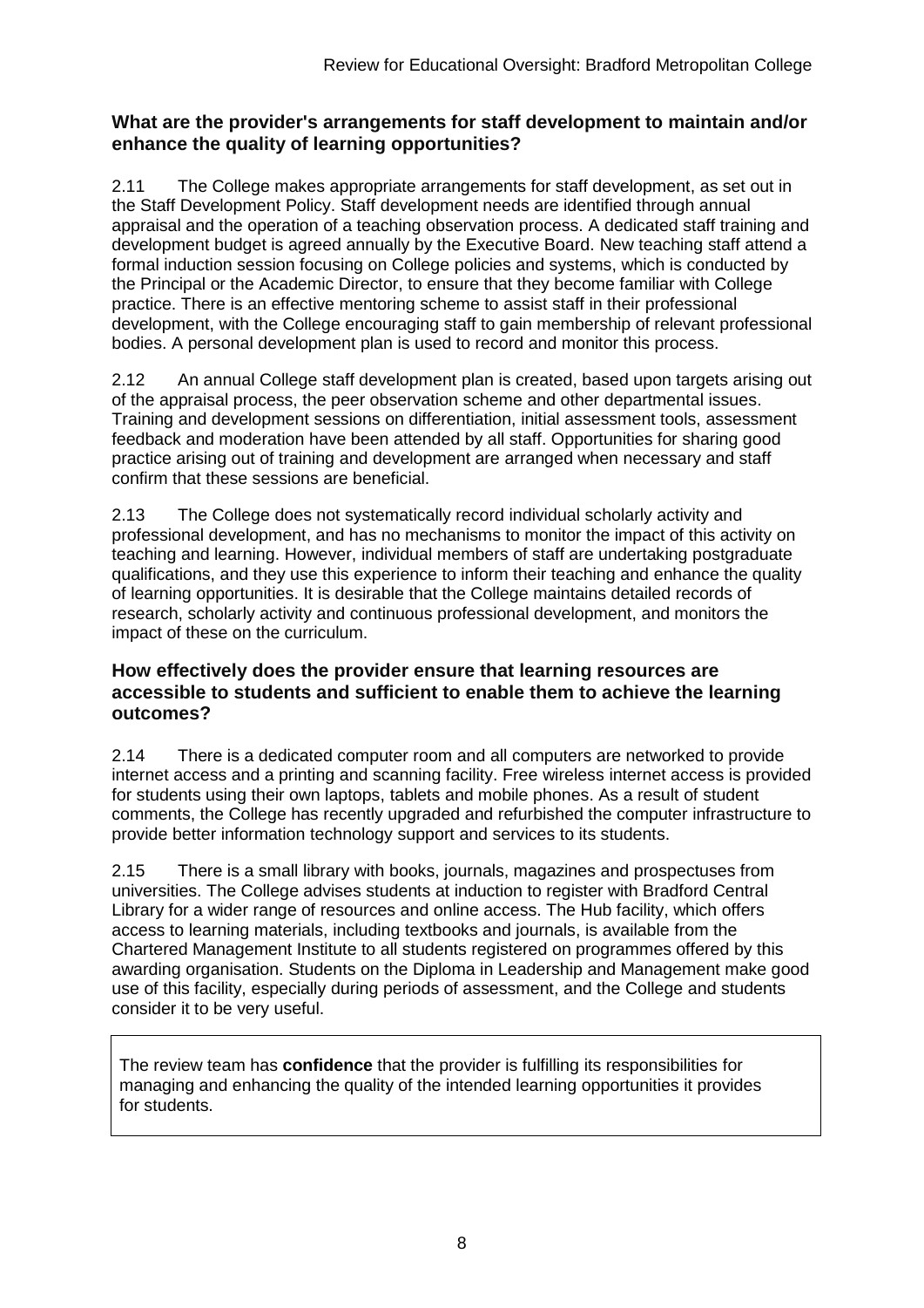### What are the provider's arrangements for staff development to maintain and/or enhance the quality of learning opportunities?

2.11 The College makes appropriate arrangements for staff development, as set out in the Staff Development Policy. Staff development needs are identified through annual appraisal and the operation of a teaching observation process. A dedicated staff training and development budget is agreed annually by the Executive Board. New teaching staff attend a formal induction session focusing on College policies and systems, which is conducted by the Principal or the Academic Director, to ensure that they become familiar with College practice. There is an effective mentoring scheme to assist staff in their professional development, with the College encouraging staff to gain membership of relevant professional bodies. A personal development plan is used to record and monitor this process.

2.12 An annual College staff development plan is created, based upon targets arising out of the appraisal process, the peer observation scheme and other departmental issues. Training and development sessions on differentiation, initial assessment tools, assessment feedback and moderation have been attended by all staff. Opportunities for sharing good practice arising out of training and development are arranged when necessary and staff confirm that these sessions are beneficial.

2.13 The College does not systematically record individual scholarly activity and professional development, and has no mechanisms to monitor the impact of this activity on teaching and learning. However, individual members of staff are undertaking postgraduate qualifications, and they use this experience to inform their teaching and enhance the quality of learning opportunities. It is desirable that the College maintains detailed records of research, scholarly activity and continuous professional development, and monitors the impact of these on the curriculum.

### How effectively does the provider ensure that learning resources are accessible to students and sufficient to enable them to achieve the learning outcomes?

2.14 There is a dedicated computer room and all computers are networked to provide internet access and a printing and scanning facility. Free wireless internet access is provided for students using their own laptops, tablets and mobile phones. As a result of student comments, the College has recently upgraded and refurbished the computer infrastructure to provide better information technology support and services to its students.

2.15 There is a small library with books, journals, magazines and prospectuses from universities. The College advises students at induction to register with Bradford Central Library for a wider range of resources and online access. The Hub facility, which offers access to learning materials, including textbooks and journals, is available from the Chartered Management Institute to all students registered on programmes offered by this awarding organisation. Students on the Diploma in Leadership and Management make good use of this facility, especially during periods of assessment, and the College and students consider it to be very useful.

The review team has **confidence** that the provider is fulfilling its responsibilities for managing and enhancing the quality of the intended learning opportunities it provides for students.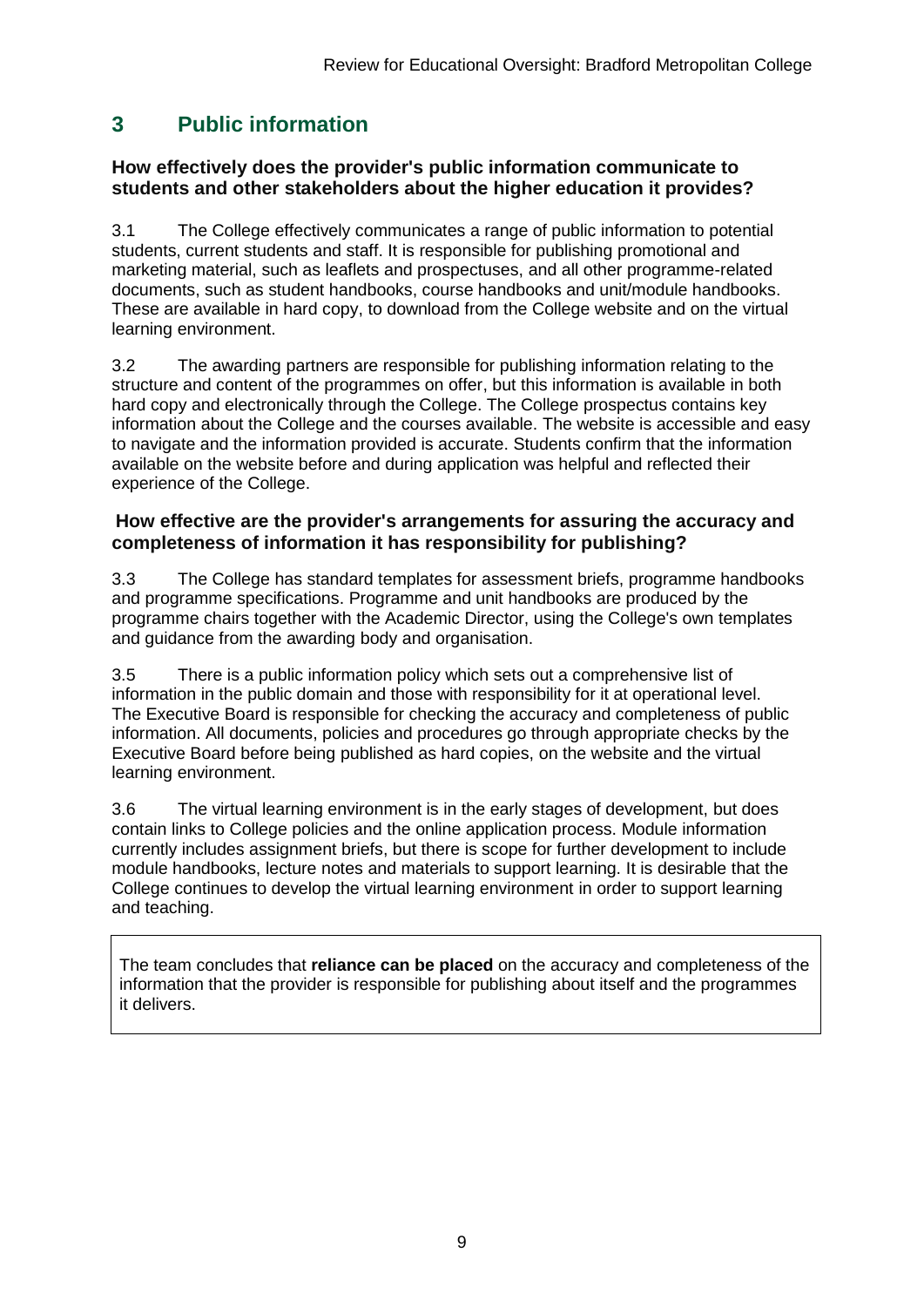## 3 Public information

### How effectively does the provider's public information communicate to students and other stakeholders about the higher education it provides?

3.1 The College effectively communicates a range of public information to potential students, current students and staff. It is responsible for publishing promotional and marketing material, such as leaflets and prospectuses, and all other programme-related documents, such as student handbooks, course handbooks and unit/module handbooks. These are available in hard copy, to download from the College website and on the virtual learning environment.

3.2 The awarding partners are responsible for publishing information relating to the structure and content of the programmes on offer, but this information is available in both hard copy and electronically through the College. The College prospectus contains key information about the College and the courses available. The website is accessible and easy to navigate and the information provided is accurate. Students confirm that the information available on the website before and during application was helpful and reflected their experience of the College.

### How effective are the provider's arrangements for assuring the accuracy and completeness of information it has responsibility for publishing?

3.3 The College has standard templates for assessment briefs, programme handbooks and programme specifications. Programme and unit handbooks are produced by the programme chairs together with the Academic Director, using the College's own templates and guidance from the awarding body and organisation.

3.5 There is a public information policy which sets out a comprehensive list of information in the public domain and those with responsibility for it at operational level. The Executive Board is responsible for checking the accuracy and completeness of public information. All documents, policies and procedures go through appropriate checks by the Executive Board before being published as hard copies, on the website and the virtual learning environment.

3.6 The virtual learning environment is in the early stages of development, but does contain links to College policies and the online application process. Module information currently includes assignment briefs, but there is scope for further development to include module handbooks, lecture notes and materials to support learning. It is desirable that the College continues to develop the virtual learning environment in order to support learning and teaching.

The team concludes that **reliance can be placed** on the accuracy and completeness of the information that the provider is responsible for publishing about itself and the programmes it delivers.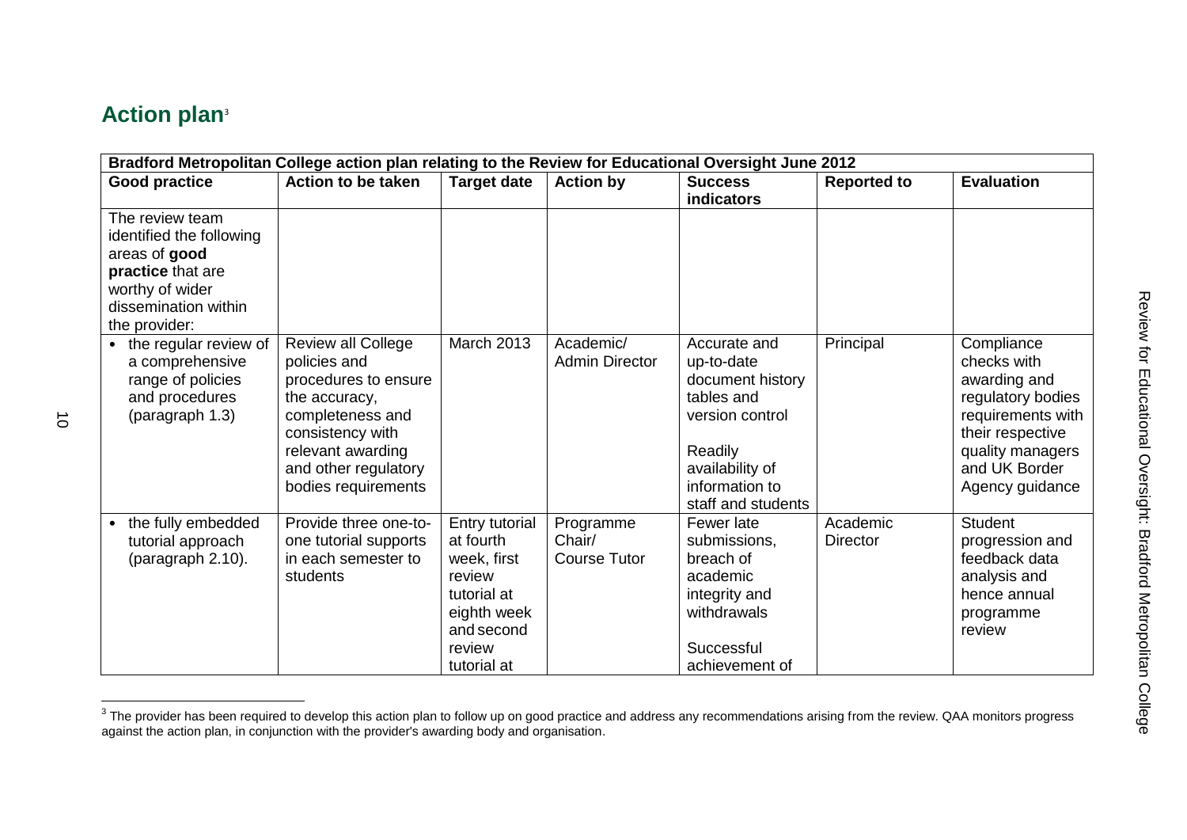## Action plan[3]

| Bradford Metropolitan College action plan relating to the Review for Educational Oversight June 2012 | | | | | | |
|---|---|---|---|---|---|---|
| **Good practice** | **Action to be taken** | **Target date** | **Action by** | **Success indicators** | **Reported to** | **Evaluation** |
| The review team identified the following areas of **good practice** that are worthy of wider dissemination within the provider: | | | | | | |
| • the regular review of a comprehensive range of policies and procedures (paragraph 1.3) | Review all College policies and procedures to ensure the accuracy, completeness and consistency with relevant awarding and other regulatory bodies requirements | March 2013 | Academic/ Admin Director | Accurate and up-to-date document history tables and version control<br><br>Readily availability of information to staff and students | Principal | Compliance checks with awarding and regulatory bodies requirements with their respective quality managers and UK Border Agency guidance |
| • the fully embedded tutorial approach (paragraph 2.10). | Provide three one-to-one tutorial supports in each semester to students | Entry tutorial at fourth week, first review tutorial at eighth week and second review tutorial at | Programme Chair/ Course Tutor | Fewer late submissions, breach of academic integrity and withdrawals<br><br>Successful achievement of | Academic Director | Student progression and feedback data analysis and hence annual programme review |

[3] The provider has been required to develop this action plan to follow up on good practice and address any recommendations arising from the review. QAA monitors progress against the action plan, in conjunction with the provider's awarding body and organisation.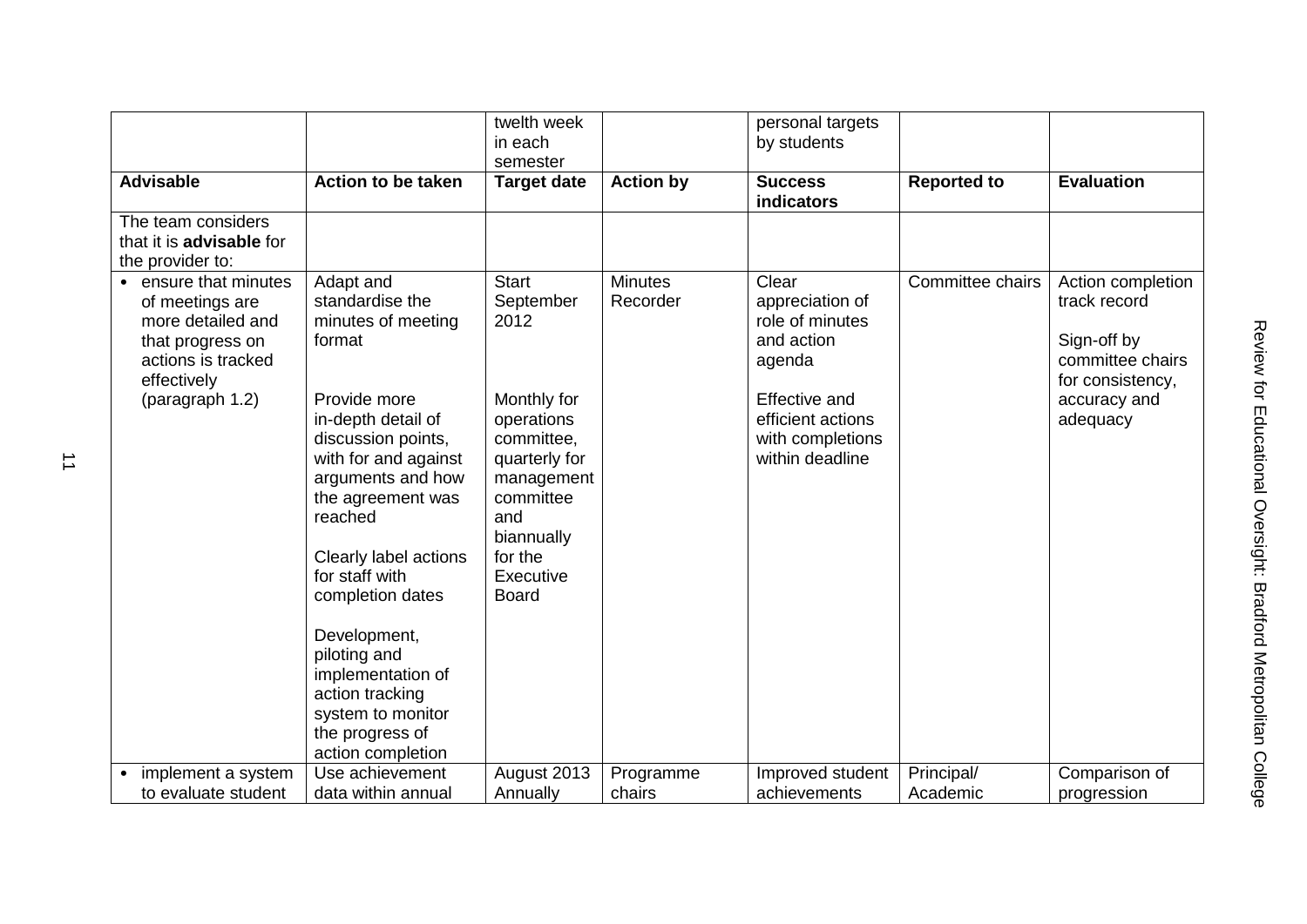| | | twelth week in each semester | | personal targets by students | | |
|---|---|---|---|---|---|---|
| **Advisable** | **Action to be taken** | **Target date** | **Action by** | **Success indicators** | **Reported to** | **Evaluation** |
| The team considers that it is **advisable** for the provider to: | | | | | | |
| • ensure that minutes of meetings are more detailed and that progress on actions is tracked effectively (paragraph 1.2) | Adapt and standardise the minutes of meeting format<br><br>Provide more in-depth detail of discussion points, with for and against arguments and how the agreement was reached<br><br>Clearly label actions for staff with completion dates<br><br>Development, piloting and implementation of action tracking system to monitor the progress of action completion | Start September 2012<br><br>Monthly for operations committee, quarterly for management committee and biannually for the Executive Board | Minutes Recorder | Clear appreciation of role of minutes and action agenda<br><br>Effective and efficient actions with completions within deadline | Committee chairs | Action completion track record<br><br>Sign-off by committee chairs for consistency, accuracy and adequacy |
| • implement a system to evaluate student | Use achievement data within annual | August 2013 Annually | Programme chairs | Improved student achievements | Principal/ Academic | Comparison of progression |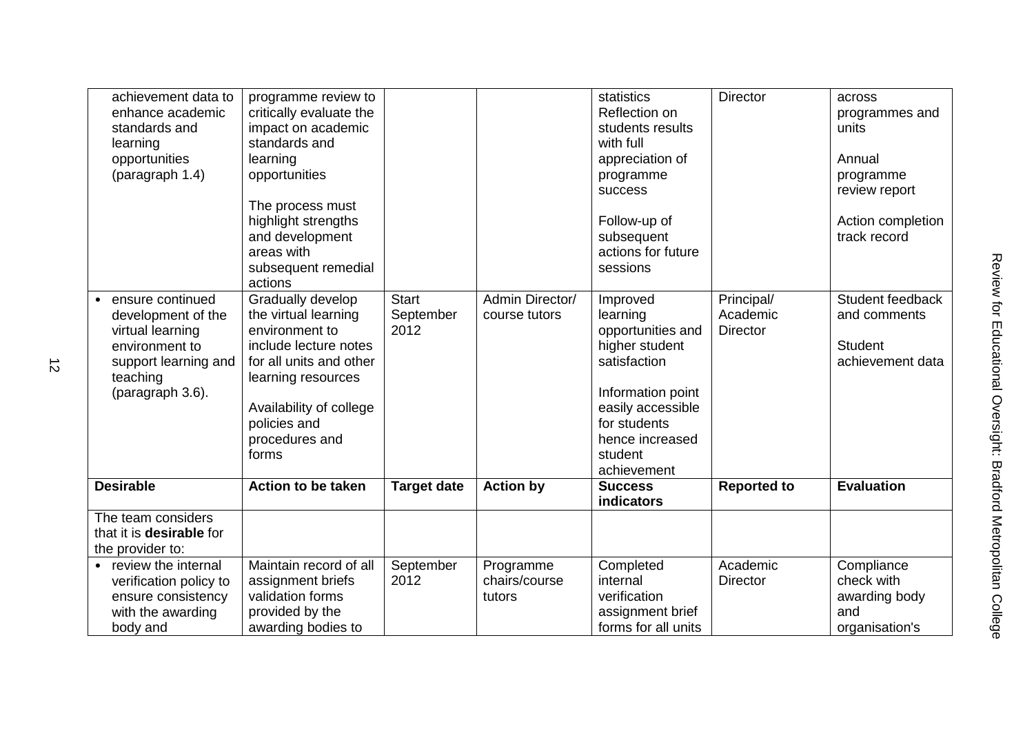| | | | | | | |
|---|---|---|---|---|---|---|
| achievement data to enhance academic standards and learning opportunities (paragraph 1.4) | programme review to critically evaluate the impact on academic standards and learning opportunities<br><br>The process must highlight strengths and development areas with subsequent remedial actions | | | statistics Reflection on students results with full appreciation of programme success<br><br>Follow-up of subsequent actions for future sessions | Director | across programmes and units<br><br>Annual programme review report<br><br>Action completion track record |
| • ensure continued development of the virtual learning environment to support learning and teaching (paragraph 3.6). | Gradually develop the virtual learning environment to include lecture notes for all units and other learning resources<br><br>Availability of college policies and procedures and forms | Start September 2012 | Admin Director/ course tutors | Improved learning opportunities and higher student satisfaction<br><br>Information point easily accessible for students hence increased student achievement | Principal/ Academic Director | Student feedback and comments<br><br>Student achievement data |
| **Desirable** | **Action to be taken** | **Target date** | **Action by** | **Success indicators** | **Reported to** | **Evaluation** |
| The team considers that it is **desirable** for the provider to: | | | | | | |
| • review the internal verification policy to ensure consistency with the awarding body and | Maintain record of all assignment briefs validation forms provided by the awarding bodies to | September 2012 | Programme chairs/course tutors | Completed internal verification assignment brief forms for all units | Academic Director | Compliance check with awarding body and organisation's |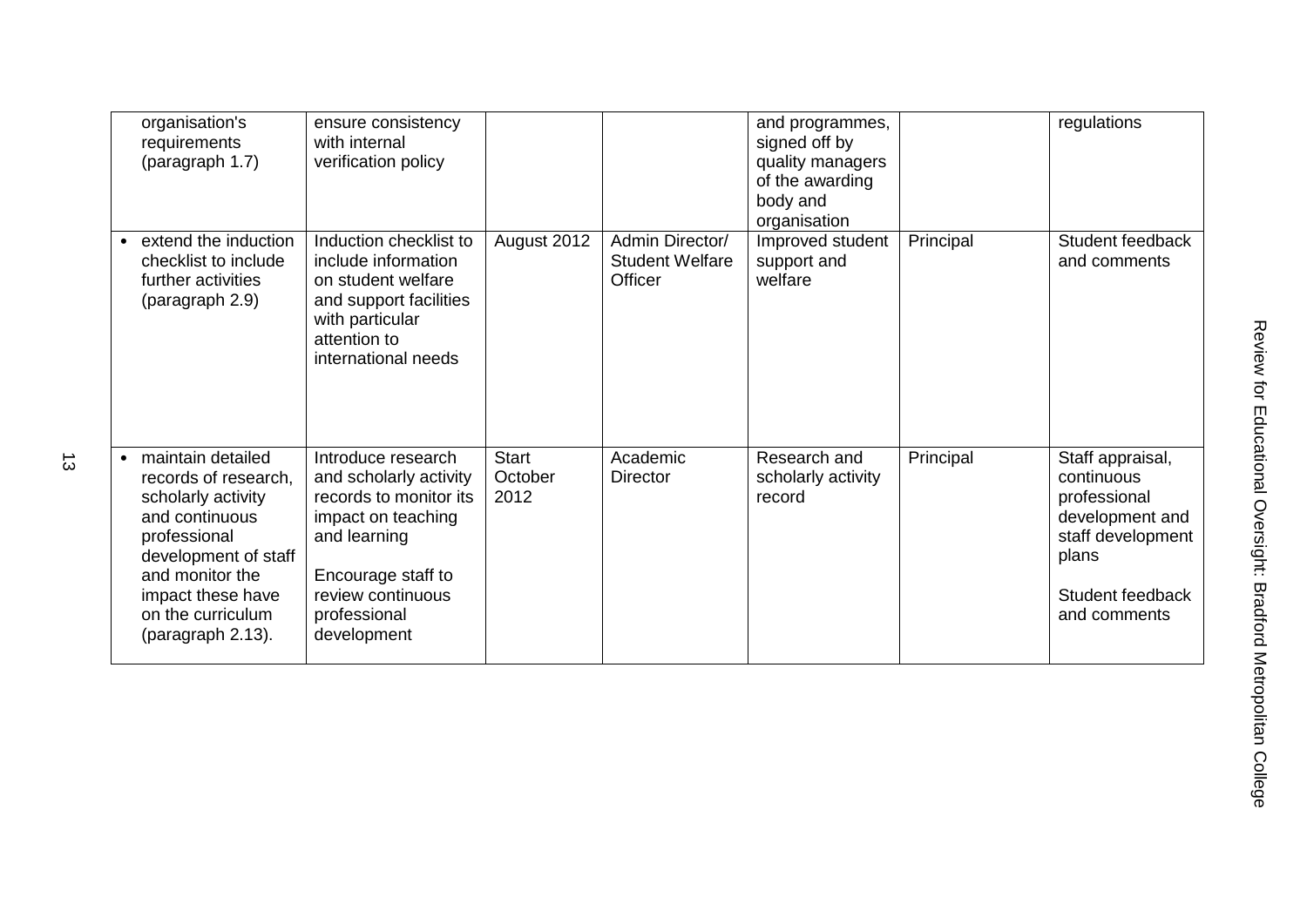| | | | | | | |
|---|---|---|---|---|---|---|
| organisation's requirements (paragraph 1.7) | ensure consistency with internal verification policy | | | and programmes, signed off by quality managers of the awarding body and organisation | | regulations |
| • extend the induction checklist to include further activities (paragraph 2.9) | Induction checklist to include information on student welfare and support facilities with particular attention to international needs | August 2012 | Admin Director/ Student Welfare Officer | Improved student support and welfare | Principal | Student feedback and comments |
| • maintain detailed records of research, scholarly activity and continuous professional development of staff and monitor the impact these have on the curriculum (paragraph 2.13). | Introduce research and scholarly activity records to monitor its impact on teaching and learning<br><br>Encourage staff to review continuous professional development | Start October 2012 | Academic Director | Research and scholarly activity record | Principal | Staff appraisal, continuous professional development and staff development plans<br><br>Student feedback and comments |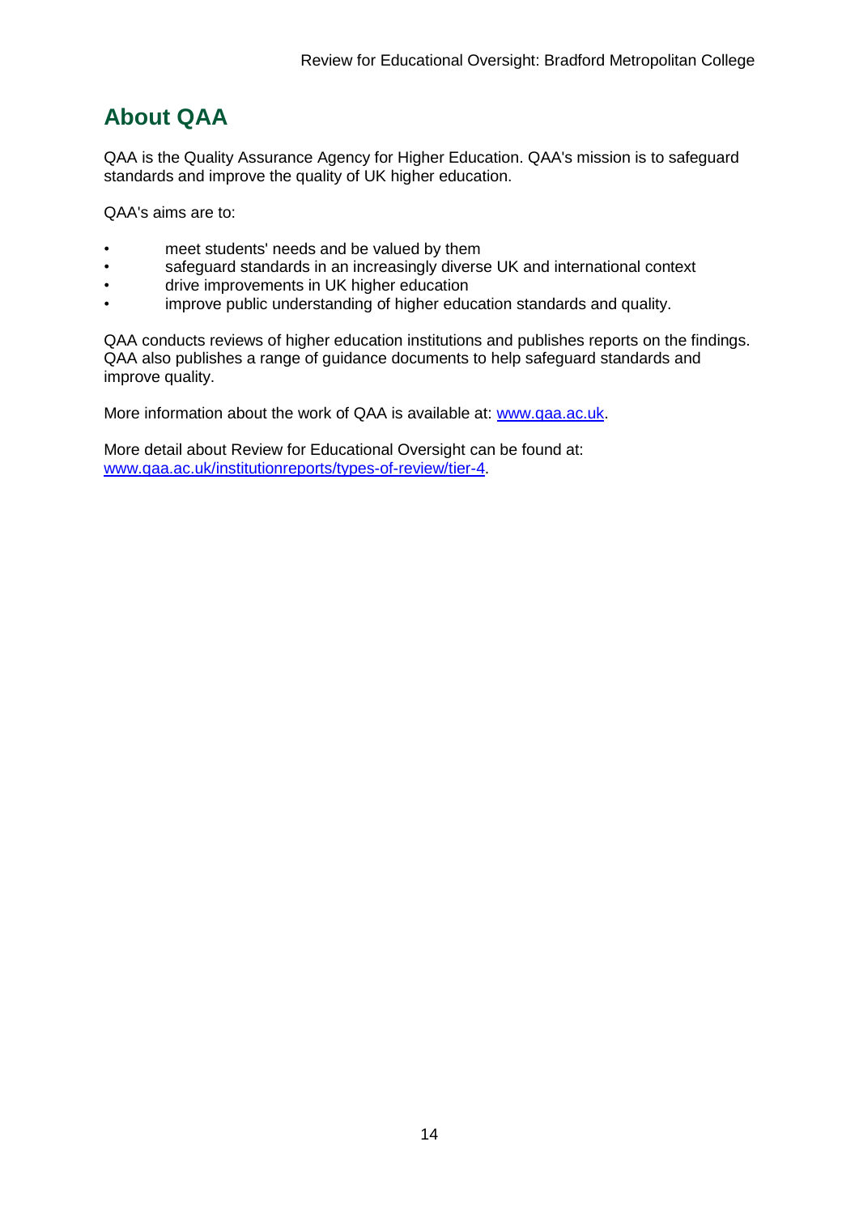## About QAA

QAA is the Quality Assurance Agency for Higher Education. QAA's mission is to safeguard standards and improve the quality of UK higher education.

QAA's aims are to:

- meet students' needs and be valued by them
- safeguard standards in an increasingly diverse UK and international context
- drive improvements in UK higher education
- improve public understanding of higher education standards and quality.

QAA conducts reviews of higher education institutions and publishes reports on the findings. QAA also publishes a range of guidance documents to help safeguard standards and improve quality.

More information about the work of QAA is available at: [www.qaa.ac.uk](http://www.qaa.ac.uk).

More detail about Review for Educational Oversight can be found at: [www.qaa.ac.uk/institutionreports/types-of-review/tier-4](http://www.qaa.ac.uk/institutionreports/types-of-review/tier-4).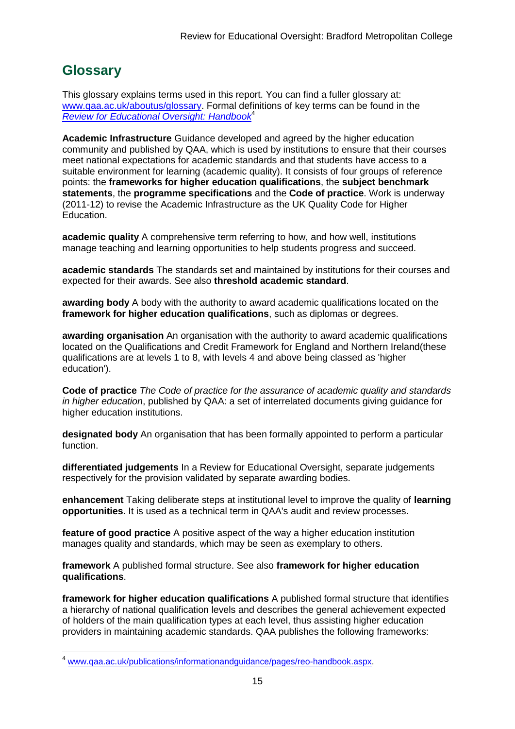## Glossary

This glossary explains terms used in this report. You can find a fuller glossary at: [www.qaa.ac.uk/aboutus/glossary](www.qaa.ac.uk/aboutus/glossary). Formal definitions of key terms can be found in the *[Review for Educational Oversight: Handbook](www.qaa.ac.uk/publications/informationandguidance/pages/reo-handbook.aspx)*[4]

**Academic Infrastructure** Guidance developed and agreed by the higher education community and published by QAA, which is used by institutions to ensure that their courses meet national expectations for academic standards and that students have access to a suitable environment for learning (academic quality). It consists of four groups of reference points: the **frameworks for higher education qualifications**, the **subject benchmark statements**, the **programme specifications** and the **Code of practice**. Work is underway (2011-12) to revise the Academic Infrastructure as the UK Quality Code for Higher Education.

**academic quality** A comprehensive term referring to how, and how well, institutions manage teaching and learning opportunities to help students progress and succeed.

**academic standards** The standards set and maintained by institutions for their courses and expected for their awards. See also **threshold academic standard**.

**awarding body** A body with the authority to award academic qualifications located on the **framework for higher education qualifications**, such as diplomas or degrees.

**awarding organisation** An organisation with the authority to award academic qualifications located on the Qualifications and Credit Framework for England and Northern Ireland(these qualifications are at levels 1 to 8, with levels 4 and above being classed as 'higher education').

**Code of practice** *The Code of practice for the assurance of academic quality and standards in higher education*, published by QAA: a set of interrelated documents giving guidance for higher education institutions.

**designated body** An organisation that has been formally appointed to perform a particular function.

**differentiated judgements** In a Review for Educational Oversight, separate judgements respectively for the provision validated by separate awarding bodies.

**enhancement** Taking deliberate steps at institutional level to improve the quality of **learning opportunities**. It is used as a technical term in QAA's audit and review processes.

**feature of good practice** A positive aspect of the way a higher education institution manages quality and standards, which may be seen as exemplary to others.

**framework** A published formal structure. See also **framework for higher education qualifications**.

**framework for higher education qualifications** A published formal structure that identifies a hierarchy of national qualification levels and describes the general achievement expected of holders of the main qualification types at each level, thus assisting higher education providers in maintaining academic standards. QAA publishes the following frameworks:

---

[4] [www.qaa.ac.uk/publications/informationandguidance/pages/reo-handbook.aspx](www.qaa.ac.uk/publications/informationandguidance/pages/reo-handbook.aspx).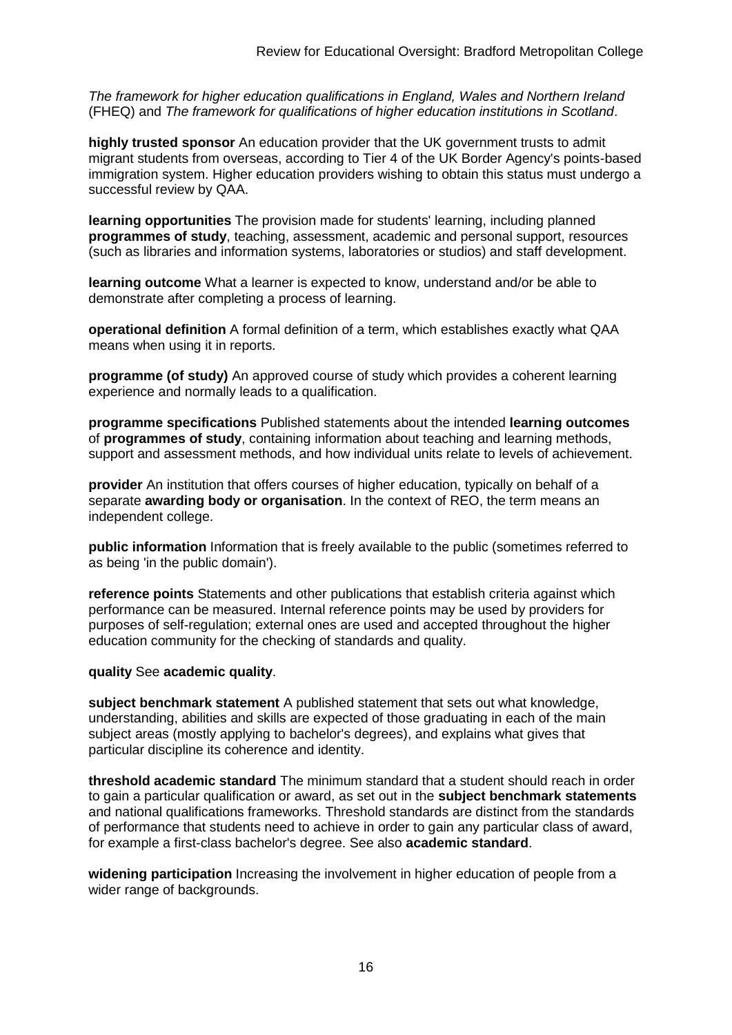*The framework for higher education qualifications in England, Wales and Northern Ireland* (FHEQ) and *The framework for qualifications of higher education institutions in Scotland*.

**highly trusted sponsor** An education provider that the UK government trusts to admit migrant students from overseas, according to Tier 4 of the UK Border Agency's points-based immigration system. Higher education providers wishing to obtain this status must undergo a successful review by QAA.

**learning opportunities** The provision made for students' learning, including planned **programmes of study**, teaching, assessment, academic and personal support, resources (such as libraries and information systems, laboratories or studios) and staff development.

**learning outcome** What a learner is expected to know, understand and/or be able to demonstrate after completing a process of learning.

**operational definition** A formal definition of a term, which establishes exactly what QAA means when using it in reports.

**programme (of study)** An approved course of study which provides a coherent learning experience and normally leads to a qualification.

**programme specifications** Published statements about the intended **learning outcomes** of **programmes of study**, containing information about teaching and learning methods, support and assessment methods, and how individual units relate to levels of achievement.

**provider** An institution that offers courses of higher education, typically on behalf of a separate **awarding body or organisation**. In the context of REO, the term means an independent college.

**public information** Information that is freely available to the public (sometimes referred to as being 'in the public domain').

**reference points** Statements and other publications that establish criteria against which performance can be measured. Internal reference points may be used by providers for purposes of self-regulation; external ones are used and accepted throughout the higher education community for the checking of standards and quality.

**quality** See **academic quality**.

**subject benchmark statement** A published statement that sets out what knowledge, understanding, abilities and skills are expected of those graduating in each of the main subject areas (mostly applying to bachelor's degrees), and explains what gives that particular discipline its coherence and identity.

**threshold academic standard** The minimum standard that a student should reach in order to gain a particular qualification or award, as set out in the **subject benchmark statements** and national qualifications frameworks. Threshold standards are distinct from the standards of performance that students need to achieve in order to gain any particular class of award, for example a first-class bachelor's degree. See also **academic standard**.

**widening participation** Increasing the involvement in higher education of people from a wider range of backgrounds.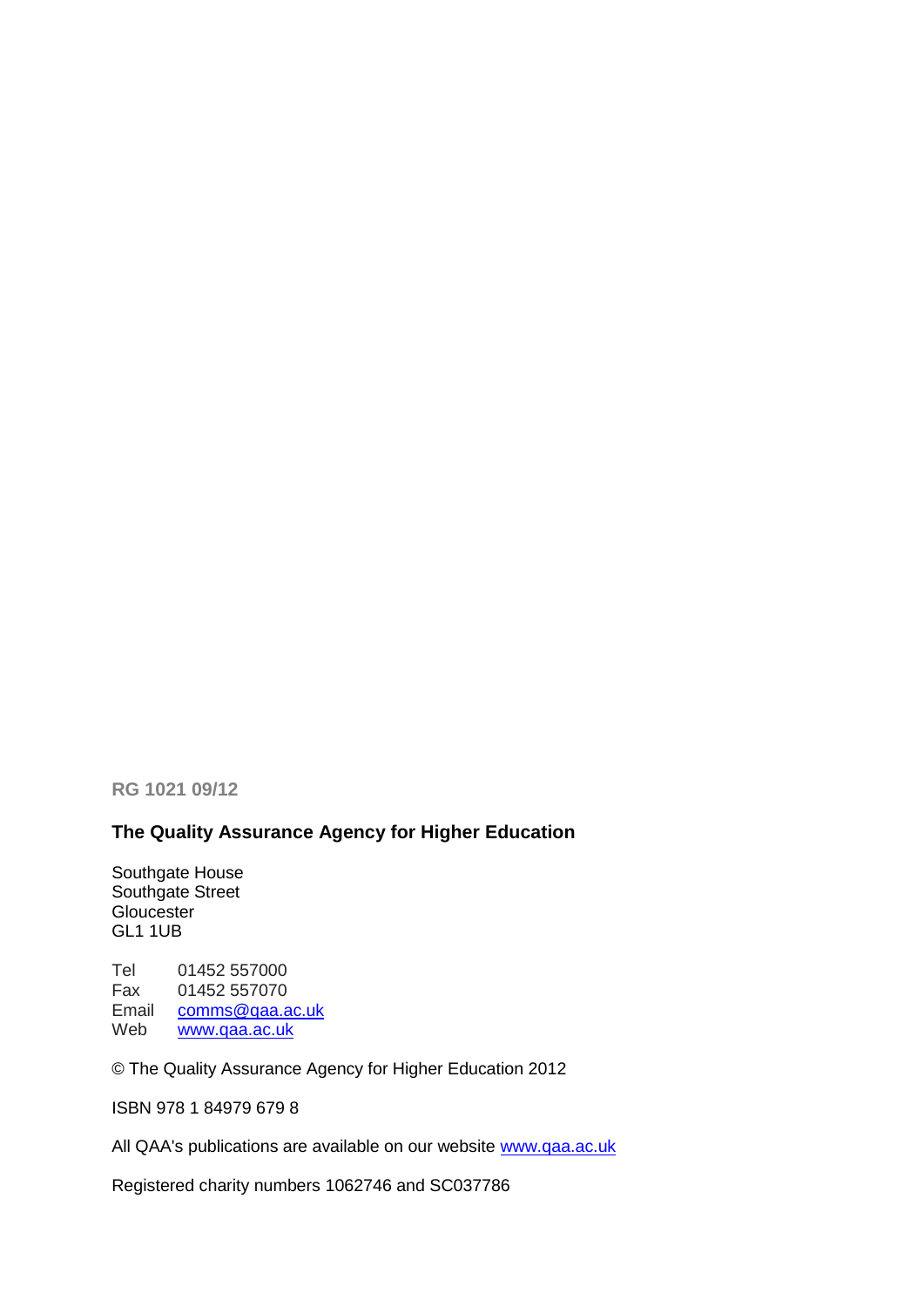**RG 1021 09/12**

**The Quality Assurance Agency for Higher Education**

Southgate House
Southgate Street
Gloucester
GL1 1UB

Tel 01452 557000
Fax 01452 557070
Email comms@qaa.ac.uk
Web www.qaa.ac.uk

© The Quality Assurance Agency for Higher Education 2012

ISBN 978 1 84979 679 8

All QAA's publications are available on our website www.qaa.ac.uk

Registered charity numbers 1062746 and SC037786